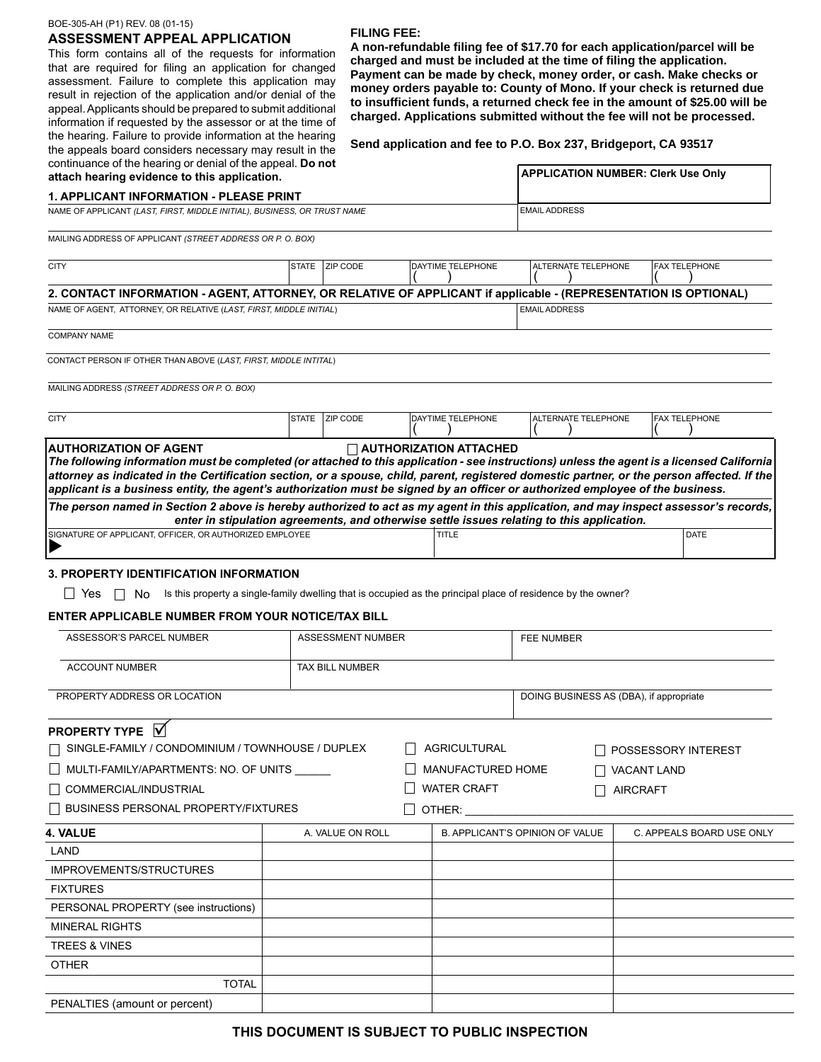BOE-305-AH (P1) REV. 08 (01-15)

## ASSESSMENT APPEAL APPLICATION

This form contains all of the requests for information that are required for filing an application for changed assessment. Failure to complete this application may result in rejection of the application and/or denial of the appeal. Applicants should be prepared to submit additional information if requested by the assessor or at the time of the hearing. Failure to provide information at the hearing the appeals board considers necessary may result in the continuance of the hearing or denial of the appeal. **Do not attach hearing evidence to this application.**

**FILING FEE:**

**A non-refundable filing fee of $17.70 for each application/parcel will be charged and must be included at the time of filing the application. Payment can be made by check, money order, or cash. Make checks or money orders payable to: County of Mono. If your check is returned due to insufficient funds, a returned check fee in the amount of $25.00 will be charged. Applications submitted without the fee will not be processed.**

**Send application and fee to P.O. Box 237, Bridgeport, CA 93517**

**APPLICATION NUMBER: Clerk Use Only**

### 1. APPLICANT INFORMATION - PLEASE PRINT

| NAME OF APPLICANT *(LAST, FIRST, MIDDLE INITIAL), BUSINESS, OR TRUST NAME* | | | | EMAIL ADDRESS | |
|---|---|---|---|---|---|
| MAILING ADDRESS OF APPLICANT *(STREET ADDRESS OR P. O. BOX)* | | | | | |
| CITY | STATE | ZIP CODE | DAYTIME TELEPHONE ( ) | ALTERNATE TELEPHONE ( ) | FAX TELEPHONE ( ) |

### 2. CONTACT INFORMATION - AGENT, ATTORNEY, OR RELATIVE OF APPLICANT if applicable - (REPRESENTATION IS OPTIONAL)

| NAME OF AGENT, ATTORNEY, OR RELATIVE (*LAST, FIRST, MIDDLE INITIAL*) | | | | EMAIL ADDRESS | |
|---|---|---|---|---|---|
| COMPANY NAME | | | | | |
| CONTACT PERSON IF OTHER THAN ABOVE (*LAST, FIRST, MIDDLE INITITAL*) | | | | | |
| MAILING ADDRESS *(STREET ADDRESS OR P. O. BOX)* | | | | | |
| CITY | STATE | ZIP CODE | DAYTIME TELEPHONE ( ) | ALTERNATE TELEPHONE ( ) | FAX TELEPHONE ( ) |

**AUTHORIZATION OF AGENT** ☐ **AUTHORIZATION ATTACHED**

***The following information must be completed (or attached to this application - see instructions) unless the agent is a licensed California attorney as indicated in the Certification section, or a spouse, child, parent, registered domestic partner, or the person affected. If the applicant is a business entity, the agent's authorization must be signed by an officer or authorized employee of the business.***

***The person named in Section 2 above is hereby authorized to act as my agent in this application, and may inspect assessor's records, enter in stipulation agreements, and otherwise settle issues relating to this application.***

| SIGNATURE OF APPLICANT, OFFICER, OR AUTHORIZED EMPLOYEE ▶ | TITLE | DATE |
|---|---|---|

### 3. PROPERTY IDENTIFICATION INFORMATION

☐ Yes ☐ No Is this property a single-family dwelling that is occupied as the principal place of residence by the owner?

**ENTER APPLICABLE NUMBER FROM YOUR NOTICE/TAX BILL**

| ASSESSOR'S PARCEL NUMBER | ASSESSMENT NUMBER | FEE NUMBER |
|---|---|---|
| ACCOUNT NUMBER | TAX BILL NUMBER | |
| PROPERTY ADDRESS OR LOCATION | | DOING BUSINESS AS (DBA), if appropriate |

**PROPERTY TYPE** ☑

- ☐ SINGLE-FAMILY / CONDOMINIUM / TOWNHOUSE / DUPLEX
- ☐ MULTI-FAMILY/APARTMENTS: NO. OF UNITS ______
- ☐ COMMERCIAL/INDUSTRIAL
- ☐ BUSINESS PERSONAL PROPERTY/FIXTURES
- ☐ AGRICULTURAL
- ☐ MANUFACTURED HOME
- ☐ WATER CRAFT
- ☐ OTHER: ______
- ☐ POSSESSORY INTEREST
- ☐ VACANT LAND
- ☐ AIRCRAFT

| **4. VALUE** | A. VALUE ON ROLL | B. APPLICANT'S OPINION OF VALUE | C. APPEALS BOARD USE ONLY |
|---|---|---|---|
| LAND | | | |
| IMPROVEMENTS/STRUCTURES | | | |
| FIXTURES | | | |
| PERSONAL PROPERTY (see instructions) | | | |
| MINERAL RIGHTS | | | |
| TREES & VINES | | | |
| OTHER | | | |
| TOTAL | | | |
| PENALTIES (amount or percent) | | | |

**THIS DOCUMENT IS SUBJECT TO PUBLIC INSPECTION**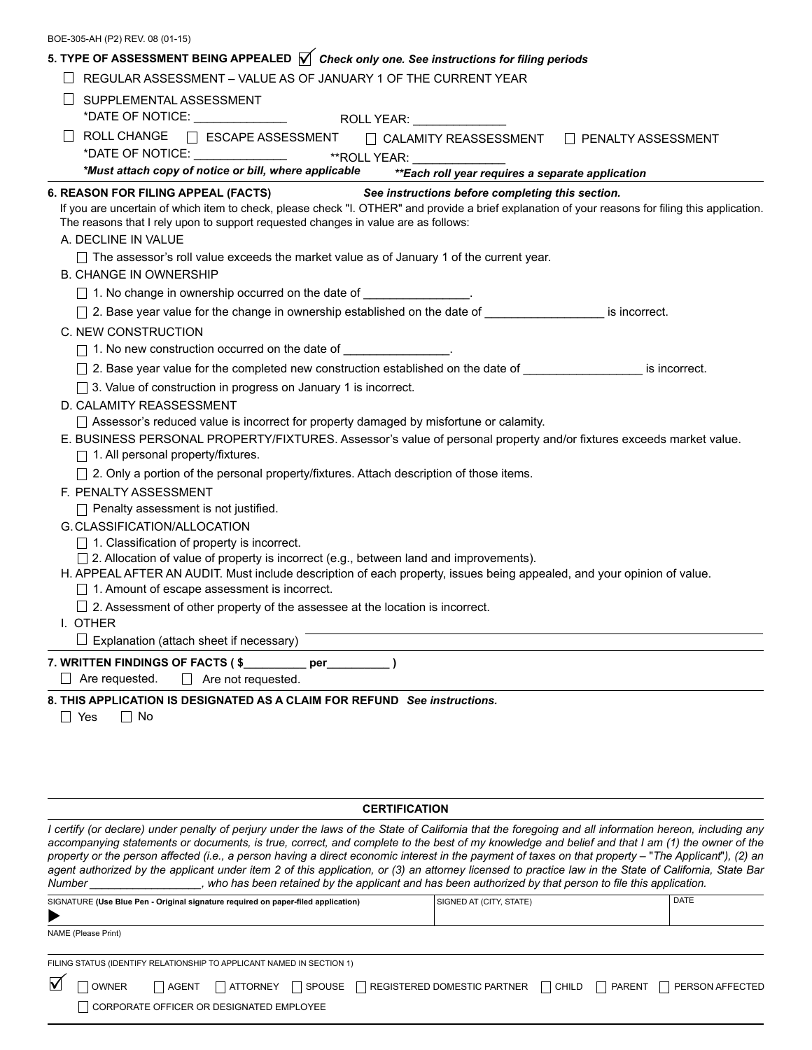BOE-305-AH (P2) REV. 08 (01-15)

## 5. TYPE OF ASSESSMENT BEING APPEALED ☑ *Check only one. See instructions for filing periods*

☐ REGULAR ASSESSMENT – VALUE AS OF JANUARY 1 OF THE CURRENT YEAR

☐ SUPPLEMENTAL ASSESSMENT
*DATE OF NOTICE: ______________ ROLL YEAR: ______________

☐ ROLL CHANGE ☐ ESCAPE ASSESSMENT ☐ CALAMITY REASSESSMENT ☐ PENALTY ASSESSMENT
*DATE OF NOTICE: ______________ **ROLL YEAR: ______________

***Must attach copy of notice or bill, where applicable*** ****Each roll year requires a separate application***

## 6. REASON FOR FILING APPEAL (FACTS) *See instructions before completing this section.*

If you are uncertain of which item to check, please check "I. OTHER" and provide a brief explanation of your reasons for filing this application. The reasons that I rely upon to support requested changes in value are as follows:

A. DECLINE IN VALUE

☐ The assessor's roll value exceeds the market value as of January 1 of the current year.

B. CHANGE IN OWNERSHIP

☐ 1. No change in ownership occurred on the date of ________________.

☐ 2. Base year value for the change in ownership established on the date of __________________ is incorrect.

C. NEW CONSTRUCTION

☐ 1. No new construction occurred on the date of ________________.

☐ 2. Base year value for the completed new construction established on the date of __________________ is incorrect.

☐ 3. Value of construction in progress on January 1 is incorrect.

D. CALAMITY REASSESSMENT

☐ Assessor's reduced value is incorrect for property damaged by misfortune or calamity.

E. BUSINESS PERSONAL PROPERTY/FIXTURES. Assessor's value of personal property and/or fixtures exceeds market value.

☐ 1. All personal property/fixtures.

☐ 2. Only a portion of the personal property/fixtures. Attach description of those items.

F. PENALTY ASSESSMENT

☐ Penalty assessment is not justified.

G. CLASSIFICATION/ALLOCATION

☐ 1. Classification of property is incorrect.

☐ 2. Allocation of value of property is incorrect (e.g., between land and improvements).

H. APPEAL AFTER AN AUDIT. Must include description of each property, issues being appealed, and your opinion of value.

☐ 1. Amount of escape assessment is incorrect.

☐ 2. Assessment of other property of the assessee at the location is incorrect.

I. OTHER

☐ Explanation (attach sheet if necessary) ______________________________

## 7. WRITTEN FINDINGS OF FACTS ( $__________ per__________ )

☐ Are requested. ☐ Are not requested.

## 8. THIS APPLICATION IS DESIGNATED AS A CLAIM FOR REFUND *See instructions.*

☐ Yes ☐ No

## CERTIFICATION

*I certify (or declare) under penalty of perjury under the laws of the State of California that the foregoing and all information hereon, including any accompanying statements or documents, is true, correct, and complete to the best of my knowledge and belief and that I am (1) the owner of the property or the person affected (i.e., a person having a direct economic interest in the payment of taxes on that property – "The Applicant"), (2) an agent authorized by the applicant under item 2 of this application, or (3) an attorney licensed to practice law in the State of California, State Bar Number __________________, who has been retained by the applicant and has been authorized by that person to file this application.*

| SIGNATURE **(Use Blue Pen - Original signature required on paper-filed application)** | SIGNED AT (CITY, STATE) | DATE |
|---|---|---|
| ▶ | | |

NAME (Please Print)

FILING STATUS (IDENTIFY RELATIONSHIP TO APPLICANT NAMED IN SECTION 1)

☑ ☐ OWNER ☐ AGENT ☐ ATTORNEY ☐ SPOUSE ☐ REGISTERED DOMESTIC PARTNER ☐ CHILD ☐ PARENT ☐ PERSON AFFECTED

☐ CORPORATE OFFICER OR DESIGNATED EMPLOYEE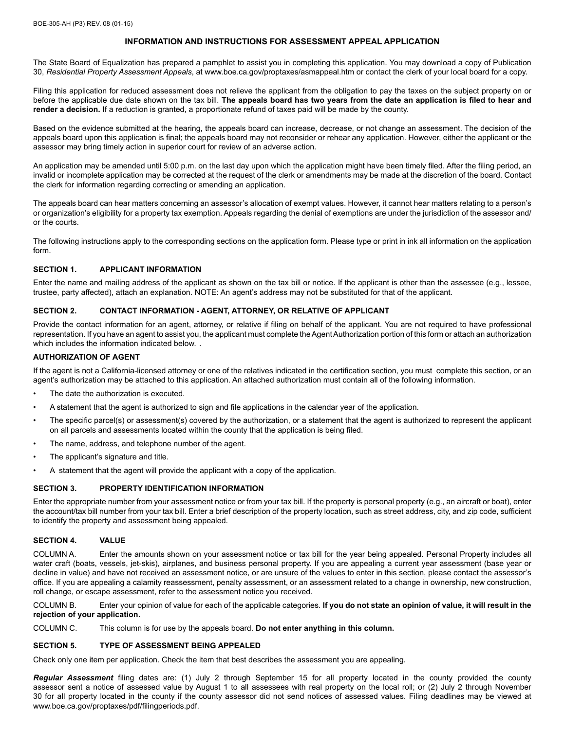BOE-305-AH (P3) REV. 08 (01-15)

## INFORMATION AND INSTRUCTIONS FOR ASSESSMENT APPEAL APPLICATION

The State Board of Equalization has prepared a pamphlet to assist you in completing this application. You may download a copy of Publication 30, *Residential Property Assessment Appeals*, at www.boe.ca.gov/proptaxes/asmappeal.htm or contact the clerk of your local board for a copy.

Filing this application for reduced assessment does not relieve the applicant from the obligation to pay the taxes on the subject property on or before the applicable due date shown on the tax bill. **The appeals board has two years from the date an application is filed to hear and render a decision.** If a reduction is granted, a proportionate refund of taxes paid will be made by the county.

Based on the evidence submitted at the hearing, the appeals board can increase, decrease, or not change an assessment. The decision of the appeals board upon this application is final; the appeals board may not reconsider or rehear any application. However, either the applicant or the assessor may bring timely action in superior court for review of an adverse action.

An application may be amended until 5:00 p.m. on the last day upon which the application might have been timely filed. After the filing period, an invalid or incomplete application may be corrected at the request of the clerk or amendments may be made at the discretion of the board. Contact the clerk for information regarding correcting or amending an application.

The appeals board can hear matters concerning an assessor's allocation of exempt values. However, it cannot hear matters relating to a person's or organization's eligibility for a property tax exemption. Appeals regarding the denial of exemptions are under the jurisdiction of the assessor and/or the courts.

The following instructions apply to the corresponding sections on the application form. Please type or print in ink all information on the application form.

### SECTION 1. APPLICANT INFORMATION

Enter the name and mailing address of the applicant as shown on the tax bill or notice. If the applicant is other than the assessee (e.g., lessee, trustee, party affected), attach an explanation. NOTE: An agent's address may not be substituted for that of the applicant.

### SECTION 2. CONTACT INFORMATION - AGENT, ATTORNEY, OR RELATIVE OF APPLICANT

Provide the contact information for an agent, attorney, or relative if filing on behalf of the applicant. You are not required to have professional representation. If you have an agent to assist you, the applicant must complete the Agent Authorization portion of this form or attach an authorization which includes the information indicated below. .

### AUTHORIZATION OF AGENT

If the agent is not a California-licensed attorney or one of the relatives indicated in the certification section, you must complete this section, or an agent's authorization may be attached to this application. An attached authorization must contain all of the following information.

- The date the authorization is executed.
- A statement that the agent is authorized to sign and file applications in the calendar year of the application.
- The specific parcel(s) or assessment(s) covered by the authorization, or a statement that the agent is authorized to represent the applicant on all parcels and assessments located within the county that the application is being filed.
- The name, address, and telephone number of the agent.
- The applicant's signature and title.
- A statement that the agent will provide the applicant with a copy of the application.

### SECTION 3. PROPERTY IDENTIFICATION INFORMATION

Enter the appropriate number from your assessment notice or from your tax bill. If the property is personal property (e.g., an aircraft or boat), enter the account/tax bill number from your tax bill. Enter a brief description of the property location, such as street address, city, and zip code, sufficient to identify the property and assessment being appealed.

### SECTION 4. VALUE

COLUMN A. Enter the amounts shown on your assessment notice or tax bill for the year being appealed. Personal Property includes all water craft (boats, vessels, jet-skis), airplanes, and business personal property. If you are appealing a current year assessment (base year or decline in value) and have not received an assessment notice, or are unsure of the values to enter in this section, please contact the assessor's office. If you are appealing a calamity reassessment, penalty assessment, or an assessment related to a change in ownership, new construction, roll change, or escape assessment, refer to the assessment notice you received.

COLUMN B. Enter your opinion of value for each of the applicable categories. **If you do not state an opinion of value, it will result in the rejection of your application.**

COLUMN C. This column is for use by the appeals board. **Do not enter anything in this column.**

### SECTION 5. TYPE OF ASSESSMENT BEING APPEALED

Check only one item per application. Check the item that best describes the assessment you are appealing.

***Regular Assessment*** filing dates are: (1) July 2 through September 15 for all property located in the county provided the county assessor sent a notice of assessed value by August 1 to all assessees with real property on the local roll; or (2) July 2 through November 30 for all property located in the county if the county assessor did not send notices of assessed values. Filing deadlines may be viewed at www.boe.ca.gov/proptaxes/pdf/filingperiods.pdf.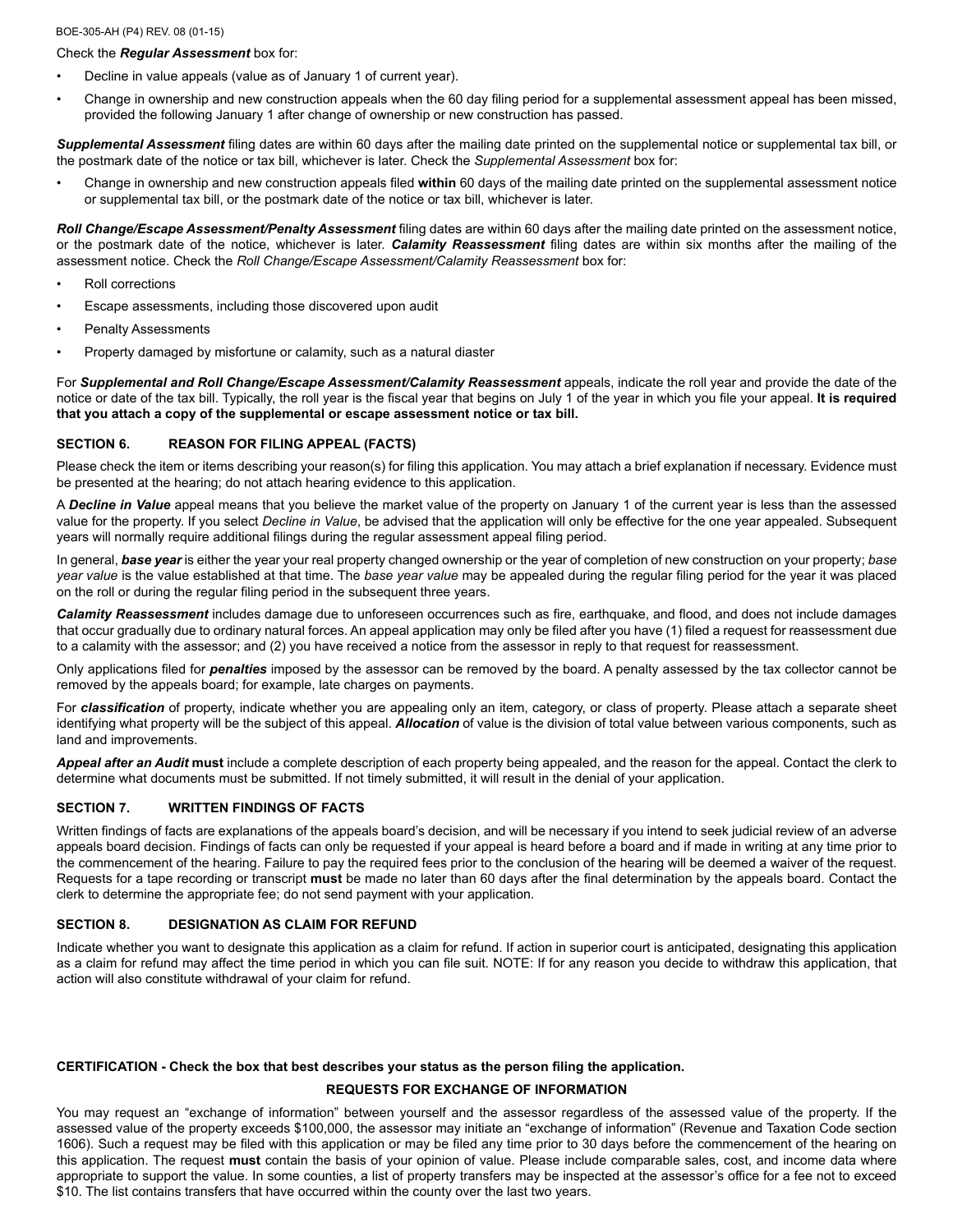Check the ***Regular Assessment*** box for:

- Decline in value appeals (value as of January 1 of current year).
- Change in ownership and new construction appeals when the 60 day filing period for a supplemental assessment appeal has been missed, provided the following January 1 after change of ownership or new construction has passed.

***Supplemental Assessment*** filing dates are within 60 days after the mailing date printed on the supplemental notice or supplemental tax bill, or the postmark date of the notice or tax bill, whichever is later. Check the *Supplemental Assessment* box for:

- Change in ownership and new construction appeals filed **within** 60 days of the mailing date printed on the supplemental assessment notice or supplemental tax bill, or the postmark date of the notice or tax bill, whichever is later.

***Roll Change/Escape Assessment/Penalty Assessment*** filing dates are within 60 days after the mailing date printed on the assessment notice, or the postmark date of the notice, whichever is later. ***Calamity Reassessment*** filing dates are within six months after the mailing of the assessment notice. Check the *Roll Change/Escape Assessment/Calamity Reassessment* box for:

- Roll corrections
- Escape assessments, including those discovered upon audit
- Penalty Assessments
- Property damaged by misfortune or calamity, such as a natural diaster

For ***Supplemental and Roll Change/Escape Assessment/Calamity Reassessment*** appeals, indicate the roll year and provide the date of the notice or date of the tax bill. Typically, the roll year is the fiscal year that begins on July 1 of the year in which you file your appeal. **It is required that you attach a copy of the supplemental or escape assessment notice or tax bill.**

## SECTION 6. REASON FOR FILING APPEAL (FACTS)

Please check the item or items describing your reason(s) for filing this application. You may attach a brief explanation if necessary. Evidence must be presented at the hearing; do not attach hearing evidence to this application.

A ***Decline in Value*** appeal means that you believe the market value of the property on January 1 of the current year is less than the assessed value for the property. If you select *Decline in Value*, be advised that the application will only be effective for the one year appealed. Subsequent years will normally require additional filings during the regular assessment appeal filing period.

In general, ***base year*** is either the year your real property changed ownership or the year of completion of new construction on your property; *base year value* is the value established at that time. The *base year value* may be appealed during the regular filing period for the year it was placed on the roll or during the regular filing period in the subsequent three years.

***Calamity Reassessment*** includes damage due to unforeseen occurrences such as fire, earthquake, and flood, and does not include damages that occur gradually due to ordinary natural forces. An appeal application may only be filed after you have (1) filed a request for reassessment due to a calamity with the assessor; and (2) you have received a notice from the assessor in reply to that request for reassessment.

Only applications filed for ***penalties*** imposed by the assessor can be removed by the board. A penalty assessed by the tax collector cannot be removed by the appeals board; for example, late charges on payments.

For ***classification*** of property, indicate whether you are appealing only an item, category, or class of property. Please attach a separate sheet identifying what property will be the subject of this appeal. ***Allocation*** of value is the division of total value between various components, such as land and improvements.

***Appeal after an Audit*** **must** include a complete description of each property being appealed, and the reason for the appeal. Contact the clerk to determine what documents must be submitted. If not timely submitted, it will result in the denial of your application.

## SECTION 7. WRITTEN FINDINGS OF FACTS

Written findings of facts are explanations of the appeals board's decision, and will be necessary if you intend to seek judicial review of an adverse appeals board decision. Findings of facts can only be requested if your appeal is heard before a board and if made in writing at any time prior to the commencement of the hearing. Failure to pay the required fees prior to the conclusion of the hearing will be deemed a waiver of the request. Requests for a tape recording or transcript **must** be made no later than 60 days after the final determination by the appeals board. Contact the clerk to determine the appropriate fee; do not send payment with your application.

## SECTION 8. DESIGNATION AS CLAIM FOR REFUND

Indicate whether you want to designate this application as a claim for refund. If action in superior court is anticipated, designating this application as a claim for refund may affect the time period in which you can file suit. NOTE: If for any reason you decide to withdraw this application, that action will also constitute withdrawal of your claim for refund.

**CERTIFICATION - Check the box that best describes your status as the person filing the application.**

## REQUESTS FOR EXCHANGE OF INFORMATION

You may request an "exchange of information" between yourself and the assessor regardless of the assessed value of the property. If the assessed value of the property exceeds $100,000, the assessor may initiate an "exchange of information" (Revenue and Taxation Code section 1606). Such a request may be filed with this application or may be filed any time prior to 30 days before the commencement of the hearing on this application. The request **must** contain the basis of your opinion of value. Please include comparable sales, cost, and income data where appropriate to support the value. In some counties, a list of property transfers may be inspected at the assessor's office for a fee not to exceed $10. The list contains transfers that have occurred within the county over the last two years.